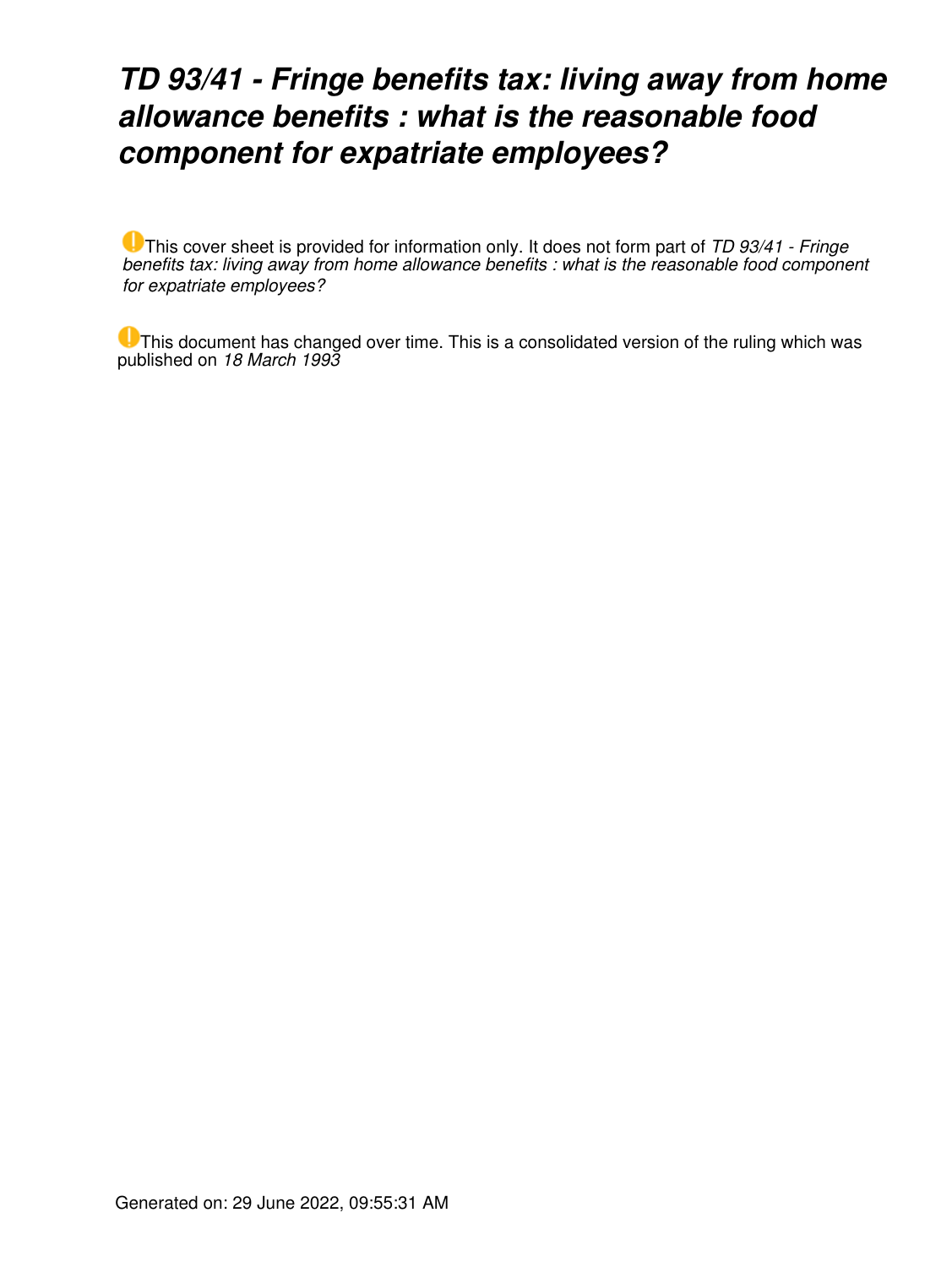# *TD 93/41 - Fringe benefits tax: living away from home allowance benefits : what is the reasonable food component for expatriate employees?*

This cover sheet is provided for information only. It does not form part of *TD 93/41 - Fringe benefits tax: living away from home allowance benefits : what is the reasonable food component for expatriate employees?*

This document has changed over time. This is a consolidated version of the ruling which was published on *18 March 1993*

Generated on: 29 June 2022, 09:55:31 AM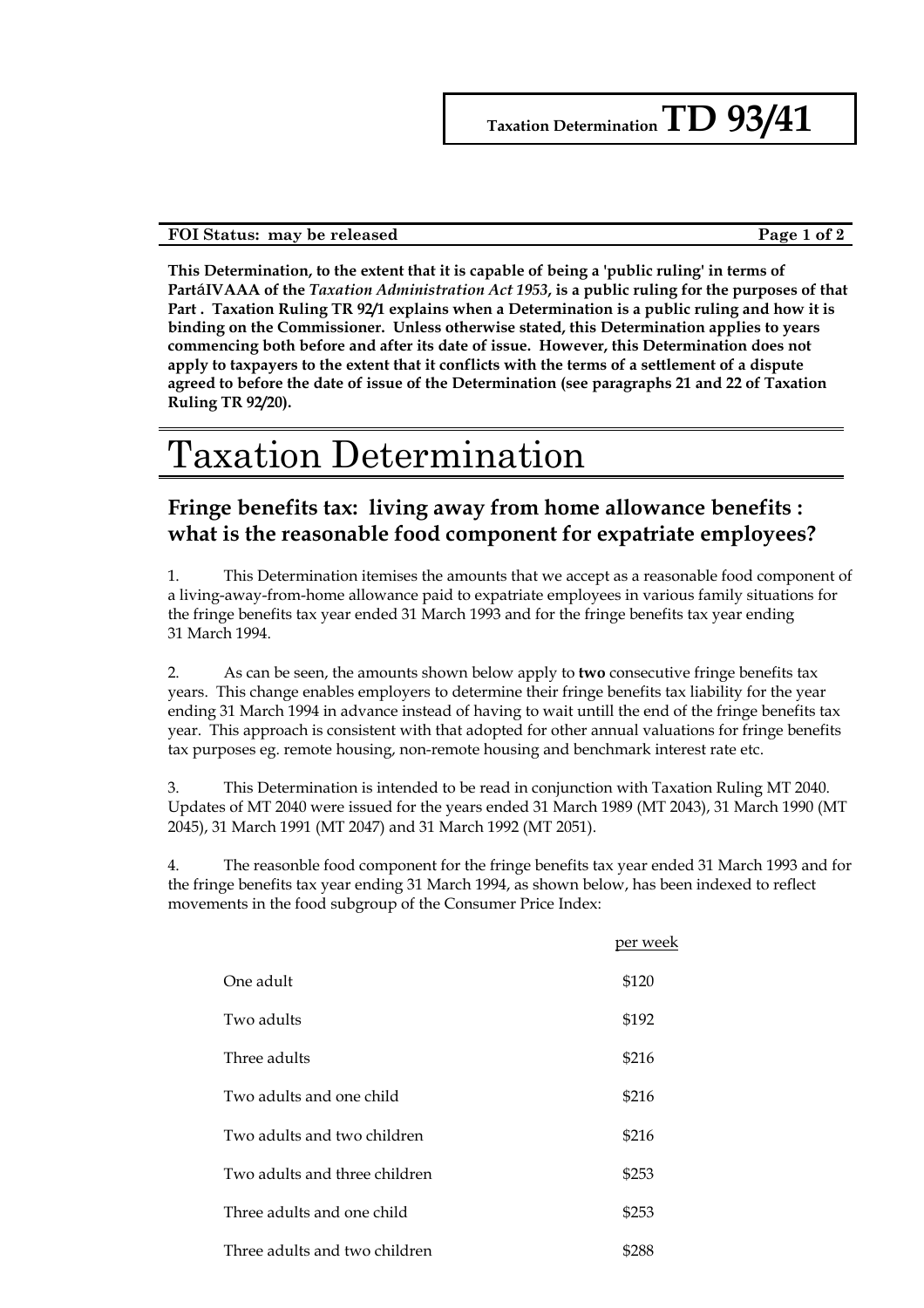# Taxation Determination TD 93/41

**FOI Status: may be released**

**This Determination, to the extent that it is capable of being a 'public ruling' in terms of PartáIVAAA of the *Taxation Administration Act 1953*, is a public ruling for the purposes of that Part . Taxation Ruling TR 92/1 explains when a Determination is a public ruling and how it is binding on the Commissioner. Unless otherwise stated, this Determination applies to years commencing both before and after its date of issue. However, this Determination does not apply to taxpayers to the extent that it conflicts with the terms of a settlement of a dispute agreed to before the date of issue of the Determination (see paragraphs 21 and 22 of Taxation Ruling TR 92/20).**

# Taxation Determination

## Fringe benefits tax: living away from home allowance benefits : what is the reasonable food component for expatriate employees?

1. This Determination itemises the amounts that we accept as a reasonable food component of a living-away-from-home allowance paid to expatriate employees in various family situations for the fringe benefits tax year ended 31 March 1993 and for the fringe benefits tax year ending 31 March 1994.

2. As can be seen, the amounts shown below apply to **two** consecutive fringe benefits tax years. This change enables employers to determine their fringe benefits tax liability for the year ending 31 March 1994 in advance instead of having to wait untill the end of the fringe benefits tax year. This approach is consistent with that adopted for other annual valuations for fringe benefits tax purposes eg. remote housing, non-remote housing and benchmark interest rate etc.

3. This Determination is intended to be read in conjunction with Taxation Ruling MT 2040. Updates of MT 2040 were issued for the years ended 31 March 1989 (MT 2043), 31 March 1990 (MT 2045), 31 March 1991 (MT 2047) and 31 March 1992 (MT 2051).

4. The reasonble food component for the fringe benefits tax year ended 31 March 1993 and for the fringe benefits tax year ending 31 March 1994, as shown below, has been indexed to reflect movements in the food subgroup of the Consumer Price Index:

| | per week |
|---|---|
| One adult | $120 |
| Two adults | $192 |
| Three adults | $216 |
| Two adults and one child | $216 |
| Two adults and two children | $216 |
| Two adults and three children | $253 |
| Three adults and one child | $253 |
| Three adults and two children | $288 |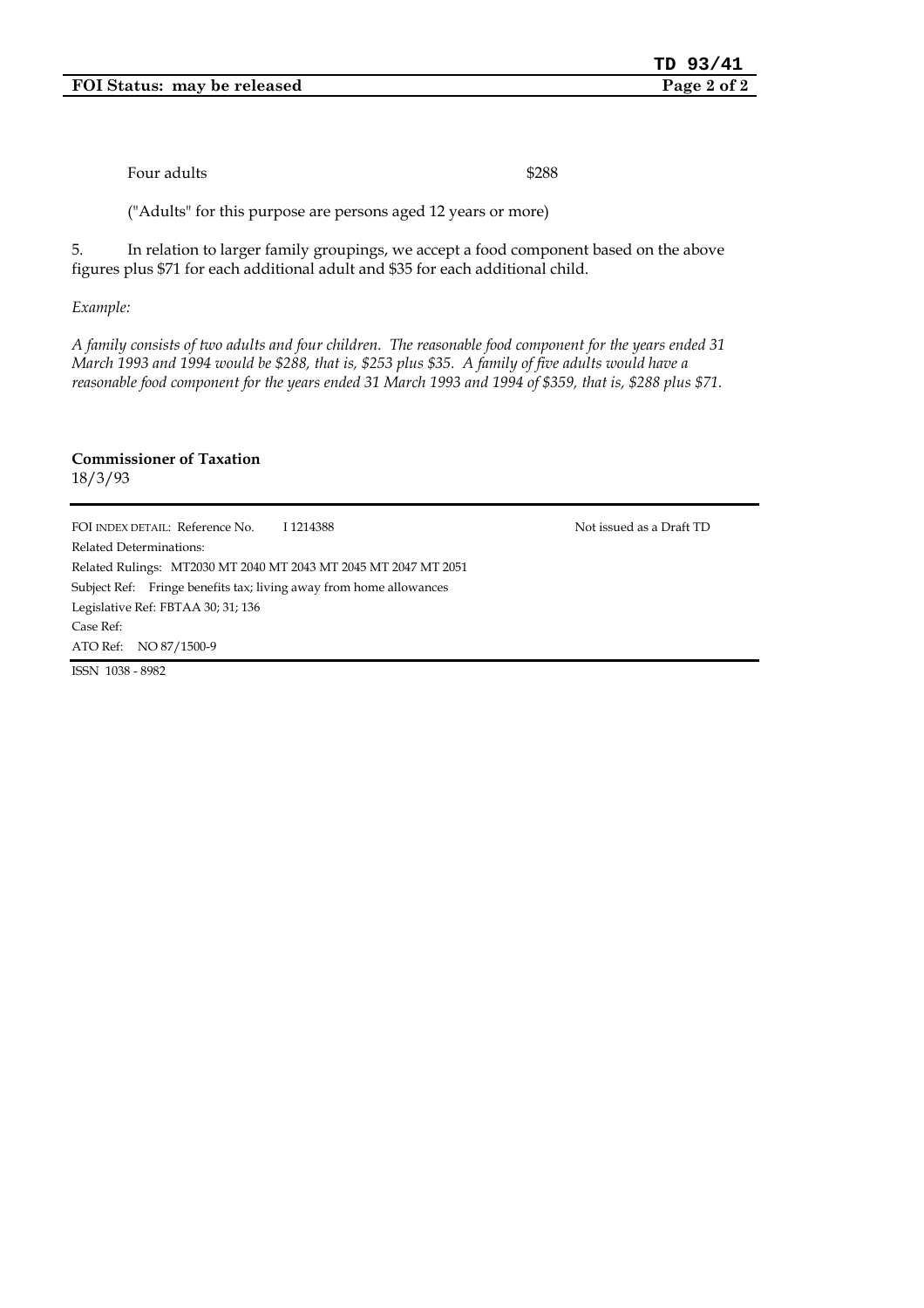| | |
|---|---|
| Four adults | $288 |

("Adults" for this purpose are persons aged 12 years or more)

5. In relation to larger family groupings, we accept a food component based on the above figures plus $71 for each additional adult and $35 for each additional child.

*Example:*

*A family consists of two adults and four children. The reasonable food component for the years ended 31 March 1993 and 1994 would be $288, that is, $253 plus $35. A family of five adults would have a reasonable food component for the years ended 31 March 1993 and 1994 of $359, that is, $288 plus $71.*

**Commissioner of Taxation**
18/3/93

FOI INDEX DETAIL: Reference No. I 1214388 Not issued as a Draft TD
Related Determinations:
Related Rulings: MT2030 MT 2040 MT 2043 MT 2045 MT 2047 MT 2051
Subject Ref: Fringe benefits tax; living away from home allowances
Legislative Ref: FBTAA 30; 31; 136
Case Ref:
ATO Ref: NO 87/1500-9

ISSN 1038 - 8982